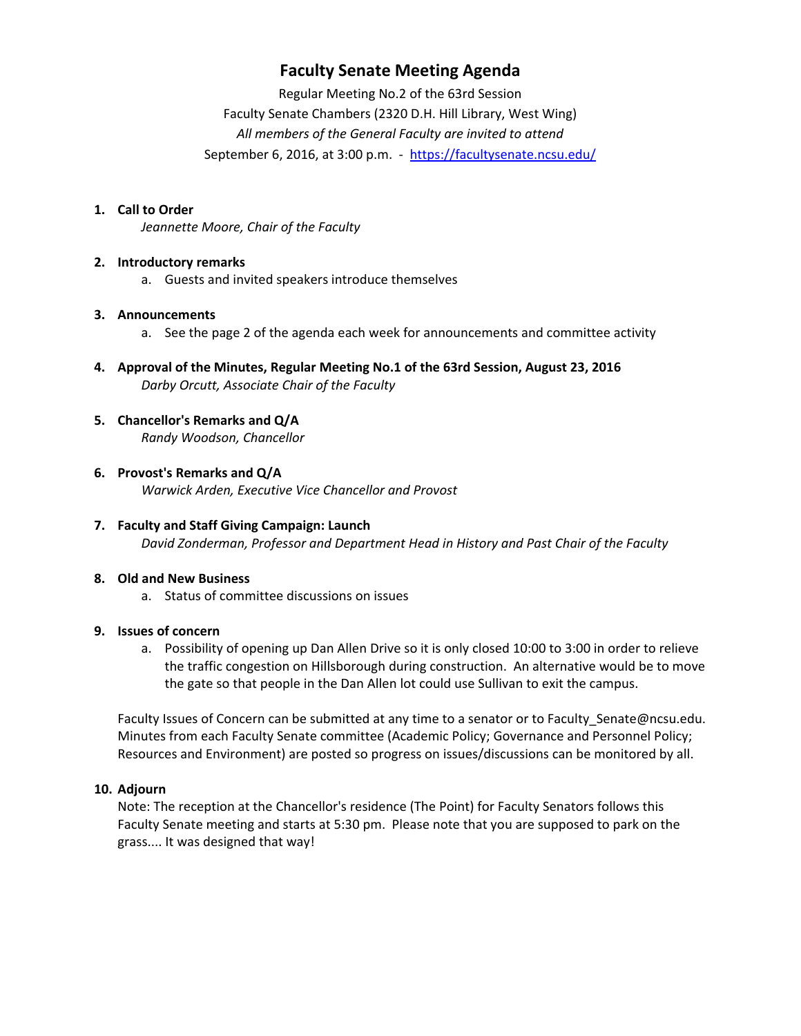# Faculty Senate Meeting Agenda

Regular Meeting No.2 of the 63rd Session
Faculty Senate Chambers (2320 D.H. Hill Library, West Wing)
*All members of the General Faculty are invited to attend*
September 6, 2016, at 3:00 p.m. - [https://facultysenate.ncsu.edu/](https://facultysenate.ncsu.edu/)

1. **Call to Order**
   *Jeannette Moore, Chair of the Faculty*

2. **Introductory remarks**
   a. Guests and invited speakers introduce themselves

3. **Announcements**
   a. See the page 2 of the agenda each week for announcements and committee activity

4. **Approval of the Minutes, Regular Meeting No.1 of the 63rd Session, August 23, 2016**
   *Darby Orcutt, Associate Chair of the Faculty*

5. **Chancellor's Remarks and Q/A**
   *Randy Woodson, Chancellor*

6. **Provost's Remarks and Q/A**
   *Warwick Arden, Executive Vice Chancellor and Provost*

7. **Faculty and Staff Giving Campaign: Launch**
   *David Zonderman, Professor and Department Head in History and Past Chair of the Faculty*

8. **Old and New Business**
   a. Status of committee discussions on issues

9. **Issues of concern**
   a. Possibility of opening up Dan Allen Drive so it is only closed 10:00 to 3:00 in order to relieve the traffic congestion on Hillsborough during construction. An alternative would be to move the gate so that people in the Dan Allen lot could use Sullivan to exit the campus.

   Faculty Issues of Concern can be submitted at any time to a senator or to Faculty_Senate@ncsu.edu. Minutes from each Faculty Senate committee (Academic Policy; Governance and Personnel Policy; Resources and Environment) are posted so progress on issues/discussions can be monitored by all.

10. **Adjourn**
    Note: The reception at the Chancellor's residence (The Point) for Faculty Senators follows this Faculty Senate meeting and starts at 5:30 pm. Please note that you are supposed to park on the grass.... It was designed that way!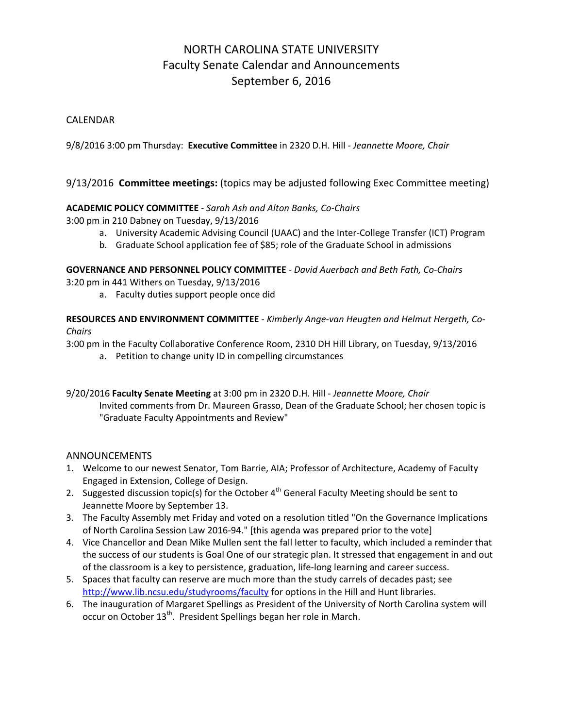# NORTH CAROLINA STATE UNIVERSITY
## Faculty Senate Calendar and Announcements
## September 6, 2016

### CALENDAR

9/8/2016 3:00 pm Thursday: **Executive Committee** in 2320 D.H. Hill - *Jeannette Moore, Chair*

9/13/2016 **Committee meetings:** (topics may be adjusted following Exec Committee meeting)

**ACADEMIC POLICY COMMITTEE** - *Sarah Ash and Alton Banks, Co-Chairs*
3:00 pm in 210 Dabney on Tuesday, 9/13/2016

a. University Academic Advising Council (UAAC) and the Inter-College Transfer (ICT) Program
b. Graduate School application fee of $85; role of the Graduate School in admissions

**GOVERNANCE AND PERSONNEL POLICY COMMITTEE** - *David Auerbach and Beth Fath, Co-Chairs*
3:20 pm in 441 Withers on Tuesday, 9/13/2016

a. Faculty duties support people once did

**RESOURCES AND ENVIRONMENT COMMITTEE** - *Kimberly Ange-van Heugten and Helmut Hergeth, Co-Chairs*
3:00 pm in the Faculty Collaborative Conference Room, 2310 DH Hill Library, on Tuesday, 9/13/2016

a. Petition to change unity ID in compelling circumstances

9/20/2016 **Faculty Senate Meeting** at 3:00 pm in 2320 D.H. Hill - *Jeannette Moore, Chair*
Invited comments from Dr. Maureen Grasso, Dean of the Graduate School; her chosen topic is "Graduate Faculty Appointments and Review"

### ANNOUNCEMENTS

1. Welcome to our newest Senator, Tom Barrie, AIA; Professor of Architecture, Academy of Faculty Engaged in Extension, College of Design.
2. Suggested discussion topic(s) for the October 4th General Faculty Meeting should be sent to Jeannette Moore by September 13.
3. The Faculty Assembly met Friday and voted on a resolution titled "On the Governance Implications of North Carolina Session Law 2016-94." [this agenda was prepared prior to the vote]
4. Vice Chancellor and Dean Mike Mullen sent the fall letter to faculty, which included a reminder that the success of our students is Goal One of our strategic plan. It stressed that engagement in and out of the classroom is a key to persistence, graduation, life-long learning and career success.
5. Spaces that faculty can reserve are much more than the study carrels of decades past; see http://www.lib.ncsu.edu/studyrooms/faculty for options in the Hill and Hunt libraries.
6. The inauguration of Margaret Spellings as President of the University of North Carolina system will occur on October 13th. President Spellings began her role in March.